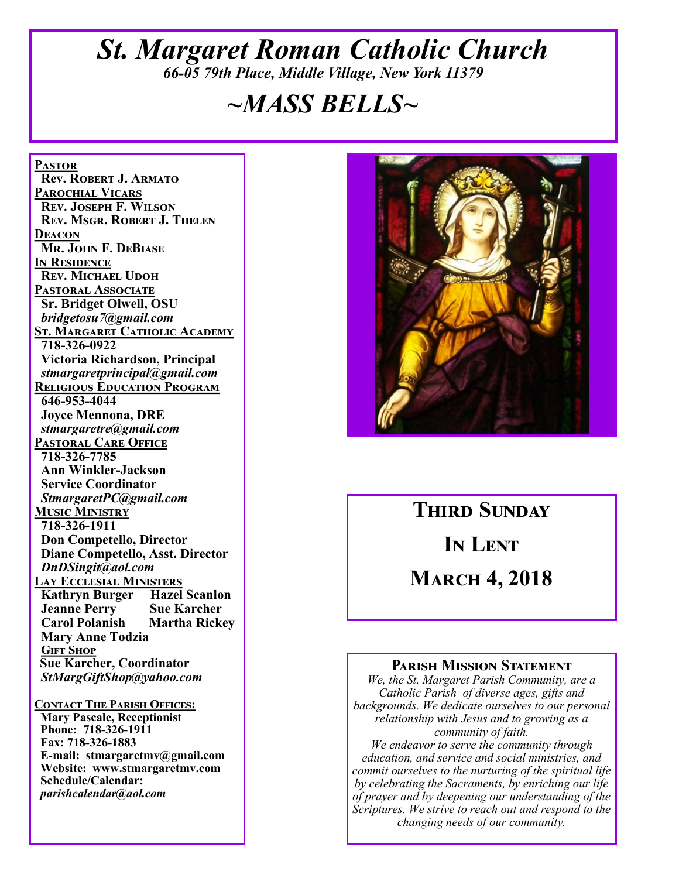# *St. Margaret Roman Catholic Church*

*66-05 79th Place, Middle Village, New York 11379*

# *~MASS BELLS~*

**PASTOR**
**Rev. Robert J. Armato**

**PAROCHIAL VICARS**
**Rev. Joseph F. Wilson**
**Rev. Msgr. Robert J. Thelen**

**DEACON**
**Mr. John F. DeBiase**

**IN RESIDENCE**
**Rev. Michael Udoh**

**PASTORAL ASSOCIATE**
**Sr. Bridget Olwell, OSU**
***bridgetosu7@gmail.com***

**ST. MARGARET CATHOLIC ACADEMY**
**718-326-0922**
**Victoria Richardson, Principal**
***stmargaretprincipal@gmail.com***

**RELIGIOUS EDUCATION PROGRAM**
**646-953-4044**
**Joyce Mennona, DRE**
***stmargaretre@gmail.com***

**PASTORAL CARE OFFICE**
**718-326-7785**
**Ann Winkler-Jackson**
**Service Coordinator**
***StmargaretPC@gmail.com***

**MUSIC MINISTRY**
**718-326-1911**
**Don Competello, Director**
**Diane Competello, Asst. Director**
***DnDSingit@aol.com***

**LAY ECCLESIAL MINISTERS**
**Kathryn Burger** **Hazel Scanlon**
**Jeanne Perry** **Sue Karcher**
**Carol Polanish** **Martha Rickey**
**Mary Anne Todzia**

**GIFT SHOP**
**Sue Karcher, Coordinator**
***StMargGiftShop@yahoo.com***

**CONTACT THE PARISH OFFICES:**
**Mary Pascale, Receptionist**
**Phone: 718-326-1911**
**Fax: 718-326-1883**
**E-mail: stmargaretmv@gmail.com**
**Website: www.stmargaretmv.com**
**Schedule/Calendar:**
***parishcalendar@aol.com***

## Third Sunday In Lent
## March 4, 2018

### Parish Mission Statement

*We, the St. Margaret Parish Community, are a Catholic Parish of diverse ages, gifts and backgrounds. We dedicate ourselves to our personal relationship with Jesus and to growing as a community of faith.*
*We endeavor to serve the community through education, and service and social ministries, and commit ourselves to the nurturing of the spiritual life by celebrating the Sacraments, by enriching our life of prayer and by deepening our understanding of the Scriptures. We strive to reach out and respond to the changing needs of our community.*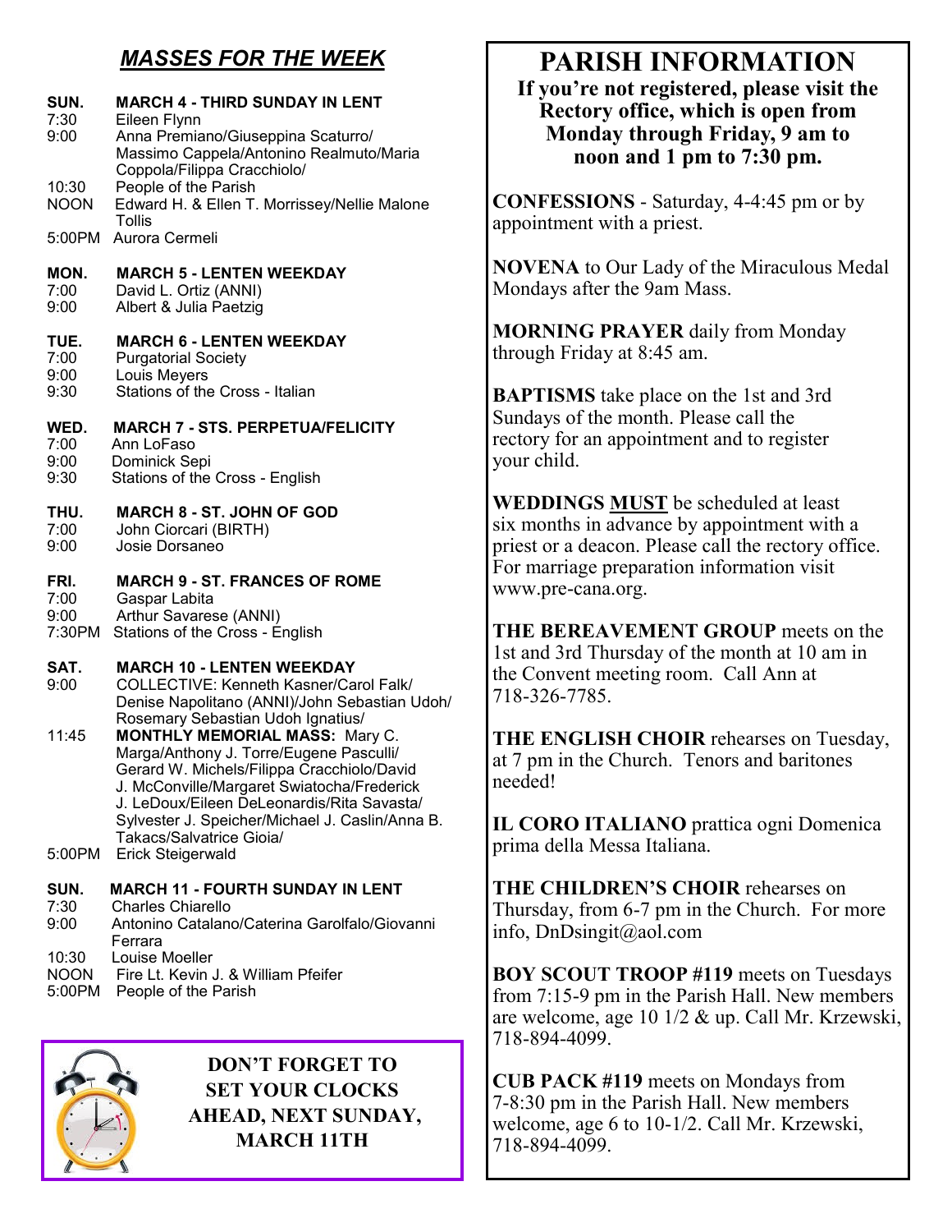## *MASSES FOR THE WEEK*

**SUN. MARCH 4 - THIRD SUNDAY IN LENT**
7:30 Eileen Flynn
9:00 Anna Premiano/Giuseppina Scaturro/Massimo Cappela/Antonino Realmuto/Maria Coppola/Filippa Cracchiolo/
10:30 People of the Parish
NOON Edward H. & Ellen T. Morrissey/Nellie Malone Tollis
5:00PM Aurora Cermeli

**MON. MARCH 5 - LENTEN WEEKDAY**
7:00 David L. Ortiz (ANNI)
9:00 Albert & Julia Paetzig

**TUE. MARCH 6 - LENTEN WEEKDAY**
7:00 Purgatorial Society
9:00 Louis Meyers
9:30 Stations of the Cross - Italian

**WED. MARCH 7 - STS. PERPETUA/FELICITY**
7:00 Ann LoFaso
9:00 Dominick Sepi
9:30 Stations of the Cross - English

**THU. MARCH 8 - ST. JOHN OF GOD**
7:00 John Ciorcari (BIRTH)
9:00 Josie Dorsaneo

**FRI. MARCH 9 - ST. FRANCES OF ROME**
7:00 Gaspar Labita
9:00 Arthur Savarese (ANNI)
7:30PM Stations of the Cross - English

**SAT. MARCH 10 - LENTEN WEEKDAY**
9:00 COLLECTIVE: Kenneth Kasner/Carol Falk/Denise Napolitano (ANNI)/John Sebastian Udoh/Rosemary Sebastian Udoh Ignatius/
11:45 **MONTHLY MEMORIAL MASS:** Mary C. Marga/Anthony J. Torre/Eugene Pasculli/Gerard W. Michels/Filippa Cracchiolo/David J. McConville/Margaret Swiatocha/Frederick J. LeDoux/Eileen DeLeonardis/Rita Savasta/Sylvester J. Speicher/Michael J. Caslin/Anna B. Takacs/Salvatrice Gioia/
5:00PM Erick Steigerwald

**SUN. MARCH 11 - FOURTH SUNDAY IN LENT**
7:30 Charles Chiarello
9:00 Antonino Catalano/Caterina Garolfalo/Giovanni Ferrara
10:30 Louise Moeller
NOON Fire Lt. Kevin J. & William Pfeifer
5:00PM People of the Parish

**DON'T FORGET TO SET YOUR CLOCKS AHEAD, NEXT SUNDAY, MARCH 11TH**

# PARISH INFORMATION

**If you're not registered, please visit the Rectory office, which is open from Monday through Friday, 9 am to noon and 1 pm to 7:30 pm.**

**CONFESSIONS** - Saturday, 4-4:45 pm or by appointment with a priest.

**NOVENA** to Our Lady of the Miraculous Medal Mondays after the 9am Mass.

**MORNING PRAYER** daily from Monday through Friday at 8:45 am.

**BAPTISMS** take place on the 1st and 3rd Sundays of the month. Please call the rectory for an appointment and to register your child.

**WEDDINGS <u>MUST</u>** be scheduled at least six months in advance by appointment with a priest or a deacon. Please call the rectory office. For marriage preparation information visit www.pre-cana.org.

**THE BEREAVEMENT GROUP** meets on the 1st and 3rd Thursday of the month at 10 am in the Convent meeting room. Call Ann at 718-326-7785.

**THE ENGLISH CHOIR** rehearses on Tuesday, at 7 pm in the Church. Tenors and baritones needed!

**IL CORO ITALIANO** prattica ogni Domenica prima della Messa Italiana.

**THE CHILDREN'S CHOIR** rehearses on Thursday, from 6-7 pm in the Church. For more info, DnDsingit@aol.com

**BOY SCOUT TROOP #119** meets on Tuesdays from 7:15-9 pm in the Parish Hall. New members are welcome, age 10 1/2 & up. Call Mr. Krzewski, 718-894-4099.

**CUB PACK #119** meets on Mondays from 7-8:30 pm in the Parish Hall. New members welcome, age 6 to 10-1/2. Call Mr. Krzewski, 718-894-4099.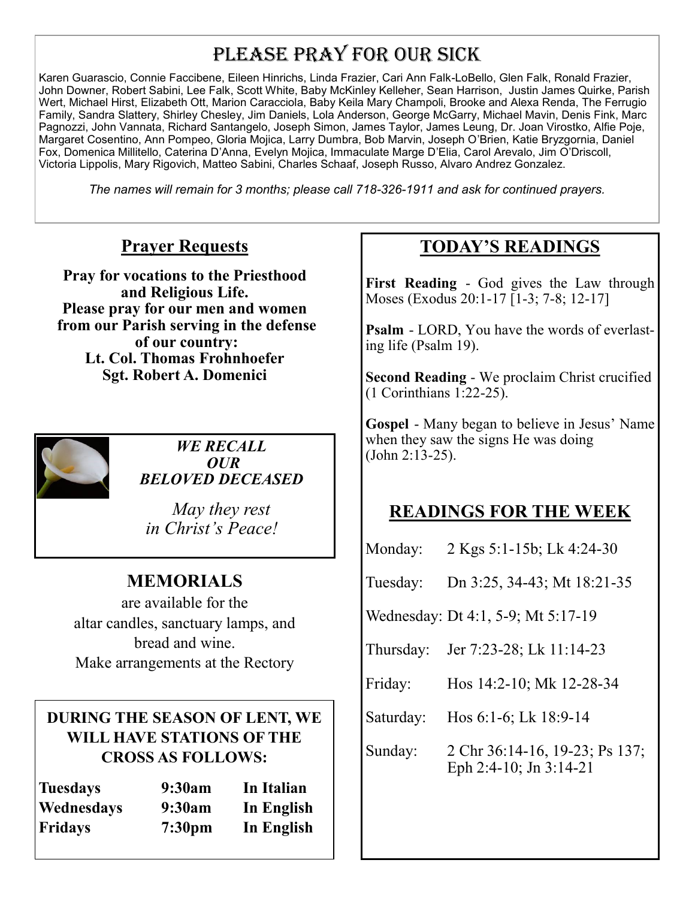# Please Pray for Our Sick

Karen Guarascio, Connie Faccibene, Eileen Hinrichs, Linda Frazier, Cari Ann Falk-LoBello, Glen Falk, Ronald Frazier, John Downer, Robert Sabini, Lee Falk, Scott White, Baby McKinley Kelleher, Sean Harrison, Justin James Quirke, Parish Wert, Michael Hirst, Elizabeth Ott, Marion Caracciola, Baby Keila Mary Champoli, Brooke and Alexa Renda, The Ferrugio Family, Sandra Slattery, Shirley Chesley, Jim Daniels, Lola Anderson, George McGarry, Michael Mavin, Denis Fink, Marc Pagnozzi, John Vannata, Richard Santangelo, Joseph Simon, James Taylor, James Leung, Dr. Joan Virostko, Alfie Poje, Margaret Cosentino, Ann Pompeo, Gloria Mojica, Larry Dumbra, Bob Marvin, Joseph O'Brien, Katie Bryzgornia, Daniel Fox, Domenica Millitello, Caterina D'Anna, Evelyn Mojica, Immaculate Marge D'Elia, Carol Arevalo, Jim O'Driscoll, Victoria Lippolis, Mary Rigovich, Matteo Sabini, Charles Schaaf, Joseph Russo, Alvaro Andrez Gonzalez.

*The names will remain for 3 months; please call 718-326-1911 and ask for continued prayers.*

## Prayer Requests

**Pray for vocations to the Priesthood and Religious Life.**
**Please pray for our men and women from our Parish serving in the defense of our country:**
**Lt. Col. Thomas Frohnhoefer**
**Sgt. Robert A. Domenici**

***WE RECALL OUR BELOVED DECEASED***

*May they rest in Christ's Peace!*

## MEMORIALS

are available for the altar candles, sanctuary lamps, and bread and wine.
Make arrangements at the Rectory

**DURING THE SEASON OF LENT, WE WILL HAVE STATIONS OF THE CROSS AS FOLLOWS:**

| | | |
|---|---|---|
| **Tuesdays** | **9:30am** | **In Italian** |
| **Wednesdays** | **9:30am** | **In English** |
| **Fridays** | **7:30pm** | **In English** |

## TODAY'S READINGS

**First Reading** - God gives the Law through Moses (Exodus 20:1-17 [1-3; 7-8; 12-17]

**Psalm** - LORD, You have the words of everlasting life (Psalm 19).

**Second Reading** - We proclaim Christ crucified (1 Corinthians 1:22-25).

**Gospel** - Many began to believe in Jesus' Name when they saw the signs He was doing (John 2:13-25).

## READINGS FOR THE WEEK

| | |
|---|---|
| Monday: | 2 Kgs 5:1-15b; Lk 4:24-30 |
| Tuesday: | Dn 3:25, 34-43; Mt 18:21-35 |
| Wednesday: | Dt 4:1, 5-9; Mt 5:17-19 |
| Thursday: | Jer 7:23-28; Lk 11:14-23 |
| Friday: | Hos 14:2-10; Mk 12-28-34 |
| Saturday: | Hos 6:1-6; Lk 18:9-14 |
| Sunday: | 2 Chr 36:14-16, 19-23; Ps 137; Eph 2:4-10; Jn 3:14-21 |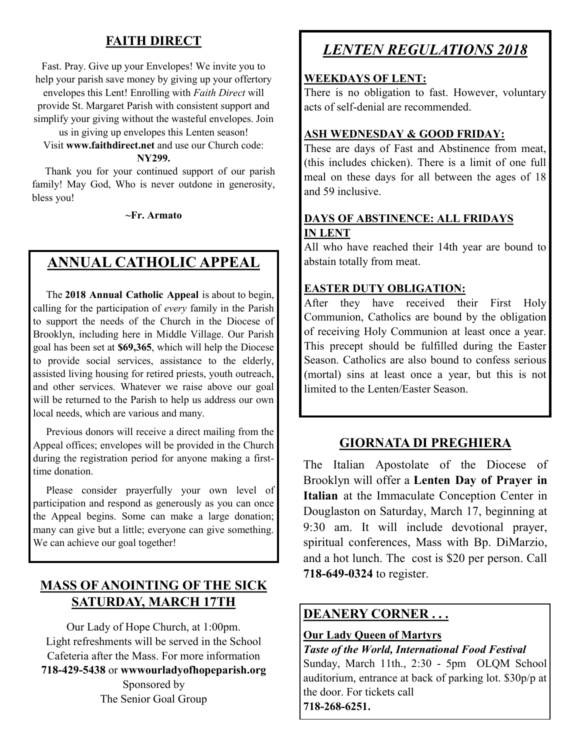## FAITH DIRECT

Fast. Pray. Give up your Envelopes! We invite you to help your parish save money by giving up your offertory envelopes this Lent! Enrolling with *Faith Direct* will provide St. Margaret Parish with consistent support and simplify your giving without the wasteful envelopes. Join us in giving up envelopes this Lenten season!

Visit **www.faithdirect.net** and use our Church code: **NY299.**

Thank you for your continued support of our parish family! May God, Who is never outdone in generosity, bless you!

**~Fr. Armato**

## ANNUAL CATHOLIC APPEAL

The **2018 Annual Catholic Appeal** is about to begin, calling for the participation of *every* family in the Parish to support the needs of the Church in the Diocese of Brooklyn, including here in Middle Village. Our Parish goal has been set at **$69,365**, which will help the Diocese to provide social services, assistance to the elderly, assisted living housing for retired priests, youth outreach, and other services. Whatever we raise above our goal will be returned to the Parish to help us address our own local needs, which are various and many.

Previous donors will receive a direct mailing from the Appeal offices; envelopes will be provided in the Church during the registration period for anyone making a first-time donation.

Please consider prayerfully your own level of participation and respond as generously as you can once the Appeal begins. Some can make a large donation; many can give but a little; everyone can give something. We can achieve our goal together!

## MASS OF ANOINTING OF THE SICK SATURDAY, MARCH 17TH

Our Lady of Hope Church, at 1:00pm.
Light refreshments will be served in the School Cafeteria after the Mass. For more information
**718-429-5438** or **wwwourladyofhopeparish.org**
Sponsored by
The Senior Goal Group

## *LENTEN REGULATIONS 2018*

**WEEKDAYS OF LENT:**
There is no obligation to fast. However, voluntary acts of self-denial are recommended.

**ASH WEDNESDAY & GOOD FRIDAY:**
These are days of Fast and Abstinence from meat, (this includes chicken). There is a limit of one full meal on these days for all between the ages of 18 and 59 inclusive.

**DAYS OF ABSTINENCE: ALL FRIDAYS IN LENT**
All who have reached their 14th year are bound to abstain totally from meat.

**EASTER DUTY OBLIGATION:**
After they have received their First Holy Communion, Catholics are bound by the obligation of receiving Holy Communion at least once a year. This precept should be fulfilled during the Easter Season. Catholics are also bound to confess serious (mortal) sins at least once a year, but this is not limited to the Lenten/Easter Season.

## GIORNATA DI PREGHIERA

The Italian Apostolate of the Diocese of Brooklyn will offer a **Lenten Day of Prayer in Italian** at the Immaculate Conception Center in Douglaston on Saturday, March 17, beginning at 9:30 am. It will include devotional prayer, spiritual conferences, Mass with Bp. DiMarzio, and a hot lunch. The cost is $20 per person. Call **718-649-0324** to register.

## DEANERY CORNER . . .

**Our Lady Queen of Martyrs**
***Taste of the World, International Food Festival***
Sunday, March 11th., 2:30 - 5pm OLQM School auditorium, entrance at back of parking lot. $30p/p at the door. For tickets call
**718-268-6251.**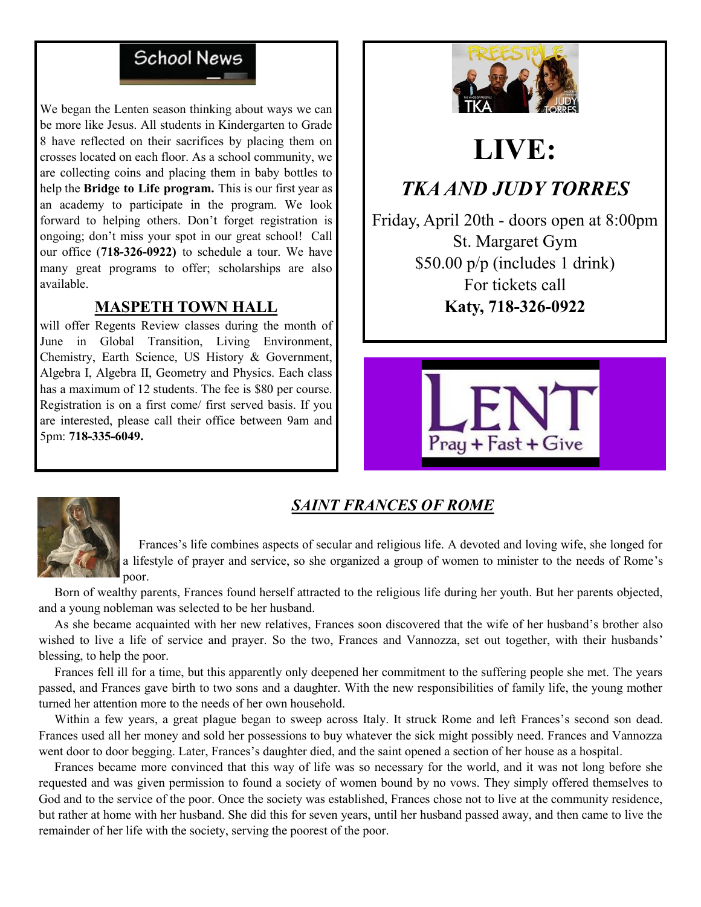## School News

We began the Lenten season thinking about ways we can be more like Jesus. All students in Kindergarten to Grade 8 have reflected on their sacrifices by placing them on crosses located on each floor. As a school community, we are collecting coins and placing them in baby bottles to help the **Bridge to Life program.** This is our first year as an academy to participate in the program. We look forward to helping others. Don't forget registration is ongoing; don't miss your spot in our great school! Call our office (**718-326-0922**) to schedule a tour. We have many great programs to offer; scholarships are also available.

### MASPETH TOWN HALL

will offer Regents Review classes during the month of June in Global Transition, Living Environment, Chemistry, Earth Science, US History & Government, Algebra I, Algebra II, Geometry and Physics. Each class has a maximum of 12 students. The fee is $80 per course. Registration is on a first come/ first served basis. If you are interested, please call their office between 9am and 5pm: **718-335-6049.**

# LIVE:

## *TKA AND JUDY TORRES*

Friday, April 20th - doors open at 8:00pm
St. Margaret Gym
$50.00 p/p (includes 1 drink)
For tickets call
**Katy, 718-326-0922**

LENT
Pray + Fast + Give

## *SAINT FRANCES OF ROME*

Frances's life combines aspects of secular and religious life. A devoted and loving wife, she longed for a lifestyle of prayer and service, so she organized a group of women to minister to the needs of Rome's poor.

Born of wealthy parents, Frances found herself attracted to the religious life during her youth. But her parents objected, and a young nobleman was selected to be her husband.

As she became acquainted with her new relatives, Frances soon discovered that the wife of her husband's brother also wished to live a life of service and prayer. So the two, Frances and Vannozza, set out together, with their husbands' blessing, to help the poor.

Frances fell ill for a time, but this apparently only deepened her commitment to the suffering people she met. The years passed, and Frances gave birth to two sons and a daughter. With the new responsibilities of family life, the young mother turned her attention more to the needs of her own household.

Within a few years, a great plague began to sweep across Italy. It struck Rome and left Frances's second son dead. Frances used all her money and sold her possessions to buy whatever the sick might possibly need. Frances and Vannozza went door to door begging. Later, Frances's daughter died, and the saint opened a section of her house as a hospital.

Frances became more convinced that this way of life was so necessary for the world, and it was not long before she requested and was given permission to found a society of women bound by no vows. They simply offered themselves to God and to the service of the poor. Once the society was established, Frances chose not to live at the community residence, but rather at home with her husband. She did this for seven years, until her husband passed away, and then came to live the remainder of her life with the society, serving the poorest of the poor.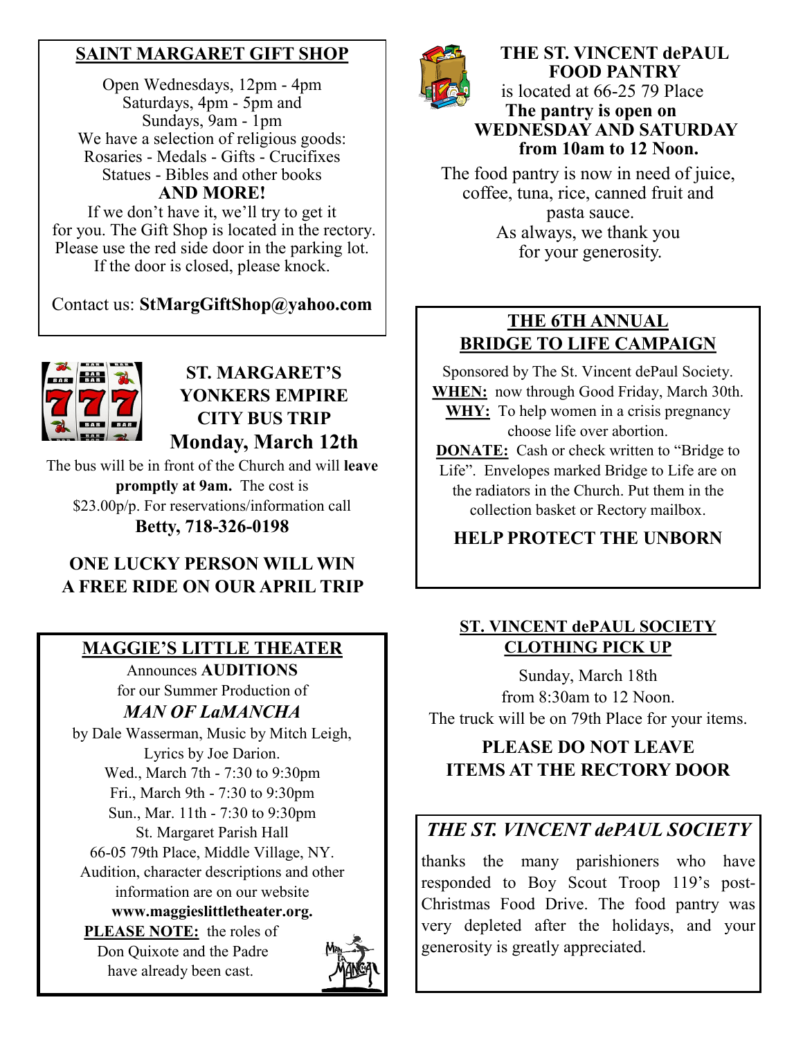## SAINT MARGARET GIFT SHOP

Open Wednesdays, 12pm - 4pm
Saturdays, 4pm - 5pm and
Sundays, 9am - 1pm
We have a selection of religious goods:
Rosaries - Medals - Gifts - Crucifixes
Statues - Bibles and other books
**AND MORE!**
If we don't have it, we'll try to get it for you. The Gift Shop is located in the rectory. Please use the red side door in the parking lot. If the door is closed, please knock.

Contact us: **StMargGiftShop@yahoo.com**

## ST. MARGARET'S YONKERS EMPIRE CITY BUS TRIP

### Monday, March 12th

The bus will be in front of the Church and will **leave promptly at 9am.** The cost is $23.00p/p. For reservations/information call
**Betty, 718-326-0198**

**ONE LUCKY PERSON WILL WIN A FREE RIDE ON OUR APRIL TRIP**

## MAGGIE'S LITTLE THEATER

Announces **AUDITIONS** for our Summer Production of
***MAN OF LaMANCHA***
by Dale Wasserman, Music by Mitch Leigh, Lyrics by Joe Darion.
Wed., March 7th - 7:30 to 9:30pm
Fri., March 9th - 7:30 to 9:30pm
Sun., Mar. 11th - 7:30 to 9:30pm
St. Margaret Parish Hall
66-05 79th Place, Middle Village, NY.
Audition, character descriptions and other information are on our website
**www.maggieslittletheater.org.**
**PLEASE NOTE:** the roles of Don Quixote and the Padre have already been cast.

## THE ST. VINCENT dePAUL FOOD PANTRY

is located at 66-25 79 Place
**The pantry is open on WEDNESDAY AND SATURDAY from 10am to 12 Noon.**

The food pantry is now in need of juice, coffee, tuna, rice, canned fruit and pasta sauce.
As always, we thank you for your generosity.

## THE 6TH ANNUAL BRIDGE TO LIFE CAMPAIGN

Sponsored by The St. Vincent dePaul Society.
**WHEN:** now through Good Friday, March 30th.
**WHY:** To help women in a crisis pregnancy choose life over abortion.
**DONATE:** Cash or check written to "Bridge to Life". Envelopes marked Bridge to Life are on the radiators in the Church. Put them in the collection basket or Rectory mailbox.

**HELP PROTECT THE UNBORN**

## ST. VINCENT dePAUL SOCIETY CLOTHING PICK UP

Sunday, March 18th
from 8:30am to 12 Noon.
The truck will be on 79th Place for your items.

**PLEASE DO NOT LEAVE ITEMS AT THE RECTORY DOOR**

## *THE ST. VINCENT dePAUL SOCIETY*

thanks the many parishioners who have responded to Boy Scout Troop 119's post-Christmas Food Drive. The food pantry was very depleted after the holidays, and your generosity is greatly appreciated.